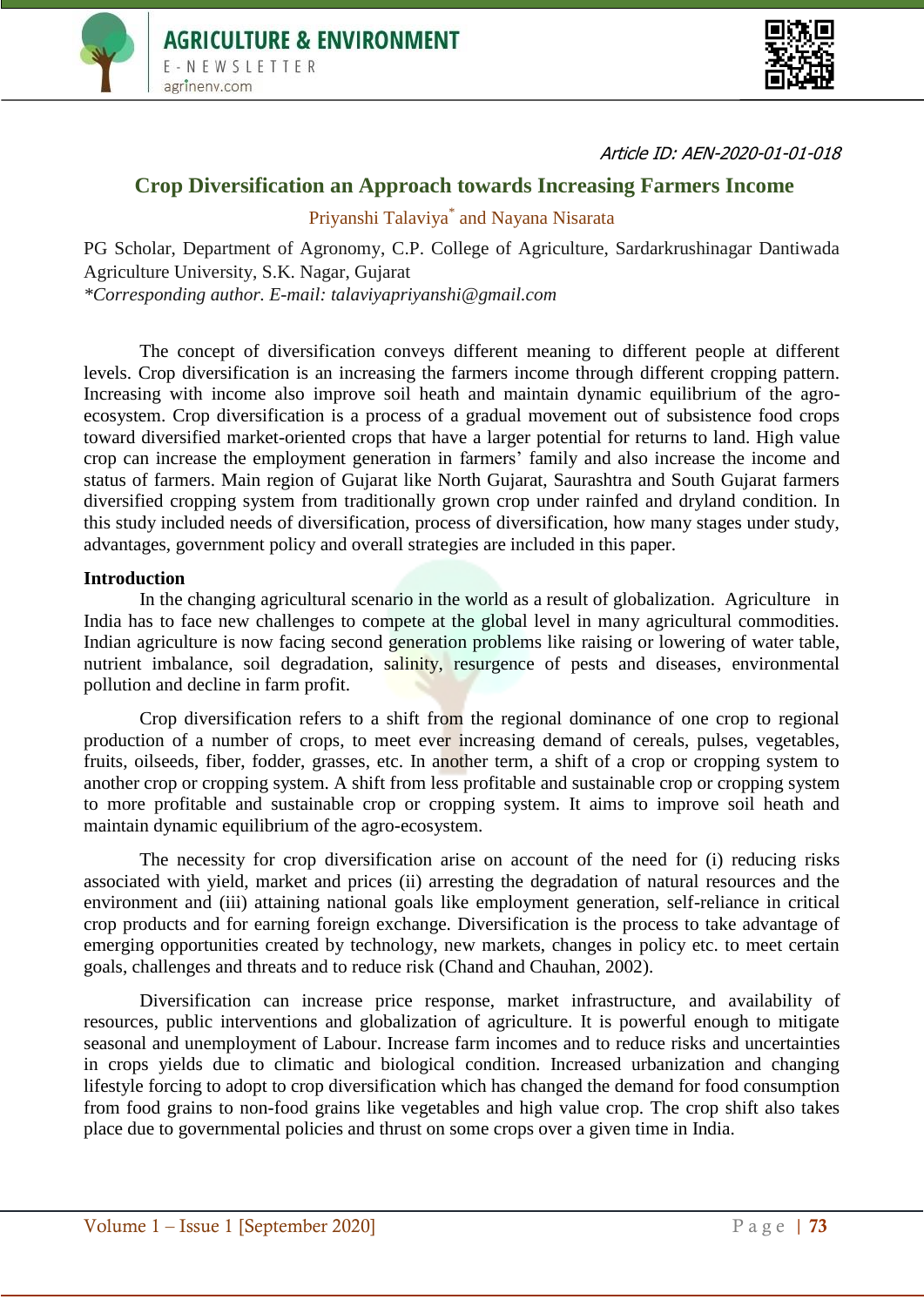Article ID: AEN-2020-01-01-018

# Crop Diversification an Approach towards Increasing Farmers Income

Priyanshi Talaviya* and Nayana Nisarata

PG Scholar, Department of Agronomy, C.P. College of Agriculture, Sardarkrushinagar Dantiwada Agriculture University, S.K. Nagar, Gujarat

*\*Corresponding author. E-mail: talaviyapriyanshi@gmail.com*

The concept of diversification conveys different meaning to different people at different levels. Crop diversification is an increasing the farmers income through different cropping pattern. Increasing with income also improve soil heath and maintain dynamic equilibrium of the agro-ecosystem. Crop diversification is a process of a gradual movement out of subsistence food crops toward diversified market-oriented crops that have a larger potential for returns to land. High value crop can increase the employment generation in farmers' family and also increase the income and status of farmers. Main region of Gujarat like North Gujarat, Saurashtra and South Gujarat farmers diversified cropping system from traditionally grown crop under rainfed and dryland condition. In this study included needs of diversification, process of diversification, how many stages under study, advantages, government policy and overall strategies are included in this paper.

## Introduction

In the changing agricultural scenario in the world as a result of globalization. Agriculture in India has to face new challenges to compete at the global level in many agricultural commodities. Indian agriculture is now facing second generation problems like raising or lowering of water table, nutrient imbalance, soil degradation, salinity, resurgence of pests and diseases, environmental pollution and decline in farm profit.

Crop diversification refers to a shift from the regional dominance of one crop to regional production of a number of crops, to meet ever increasing demand of cereals, pulses, vegetables, fruits, oilseeds, fiber, fodder, grasses, etc. In another term, a shift of a crop or cropping system to another crop or cropping system. A shift from less profitable and sustainable crop or cropping system to more profitable and sustainable crop or cropping system. It aims to improve soil heath and maintain dynamic equilibrium of the agro-ecosystem.

The necessity for crop diversification arise on account of the need for (i) reducing risks associated with yield, market and prices (ii) arresting the degradation of natural resources and the environment and (iii) attaining national goals like employment generation, self-reliance in critical crop products and for earning foreign exchange. Diversification is the process to take advantage of emerging opportunities created by technology, new markets, changes in policy etc. to meet certain goals, challenges and threats and to reduce risk (Chand and Chauhan, 2002).

Diversification can increase price response, market infrastructure, and availability of resources, public interventions and globalization of agriculture. It is powerful enough to mitigate seasonal and unemployment of Labour. Increase farm incomes and to reduce risks and uncertainties in crops yields due to climatic and biological condition. Increased urbanization and changing lifestyle forcing to adopt to crop diversification which has changed the demand for food consumption from food grains to non-food grains like vegetables and high value crop. The crop shift also takes place due to governmental policies and thrust on some crops over a given time in India.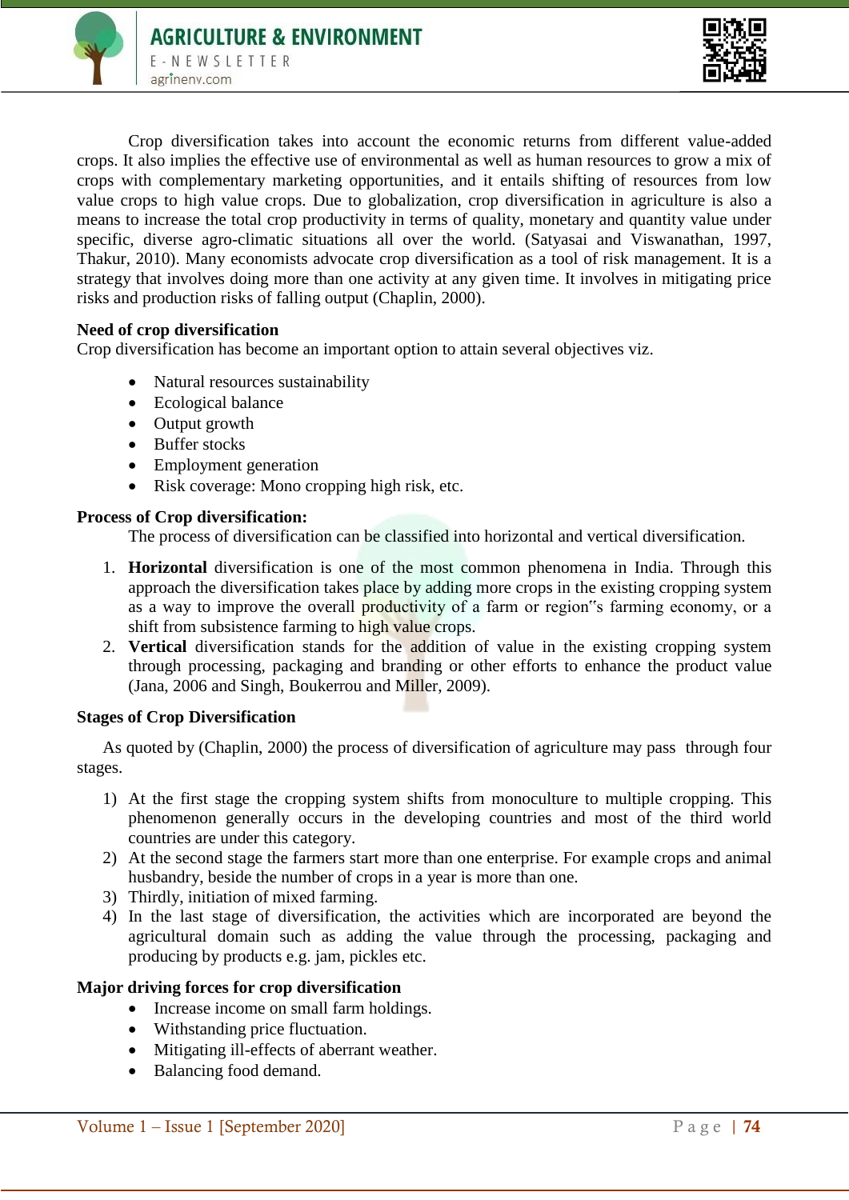Crop diversification takes into account the economic returns from different value-added crops. It also implies the effective use of environmental as well as human resources to grow a mix of crops with complementary marketing opportunities, and it entails shifting of resources from low value crops to high value crops. Due to globalization, crop diversification in agriculture is also a means to increase the total crop productivity in terms of quality, monetary and quantity value under specific, diverse agro-climatic situations all over the world. (Satyasai and Viswanathan, 1997, Thakur, 2010). Many economists advocate crop diversification as a tool of risk management. It is a strategy that involves doing more than one activity at any given time. It involves in mitigating price risks and production risks of falling output (Chaplin, 2000).

**Need of crop diversification**

Crop diversification has become an important option to attain several objectives viz.

- Natural resources sustainability
- Ecological balance
- Output growth
- Buffer stocks
- Employment generation
- Risk coverage: Mono cropping high risk, etc.

**Process of Crop diversification:**

The process of diversification can be classified into horizontal and vertical diversification.

1. **Horizontal** diversification is one of the most common phenomena in India. Through this approach the diversification takes place by adding more crops in the existing cropping system as a way to improve the overall productivity of a farm or region"s farming economy, or a shift from subsistence farming to high value crops.
2. **Vertical** diversification stands for the addition of value in the existing cropping system through processing, packaging and branding or other efforts to enhance the product value (Jana, 2006 and Singh, Boukerrou and Miller, 2009).

**Stages of Crop Diversification**

As quoted by (Chaplin, 2000) the process of diversification of agriculture may pass through four stages.

1) At the first stage the cropping system shifts from monoculture to multiple cropping. This phenomenon generally occurs in the developing countries and most of the third world countries are under this category.
2) At the second stage the farmers start more than one enterprise. For example crops and animal husbandry, beside the number of crops in a year is more than one.
3) Thirdly, initiation of mixed farming.
4) In the last stage of diversification, the activities which are incorporated are beyond the agricultural domain such as adding the value through the processing, packaging and producing by products e.g. jam, pickles etc.

**Major driving forces for crop diversification**

- Increase income on small farm holdings.
- Withstanding price fluctuation.
- Mitigating ill-effects of aberrant weather.
- Balancing food demand.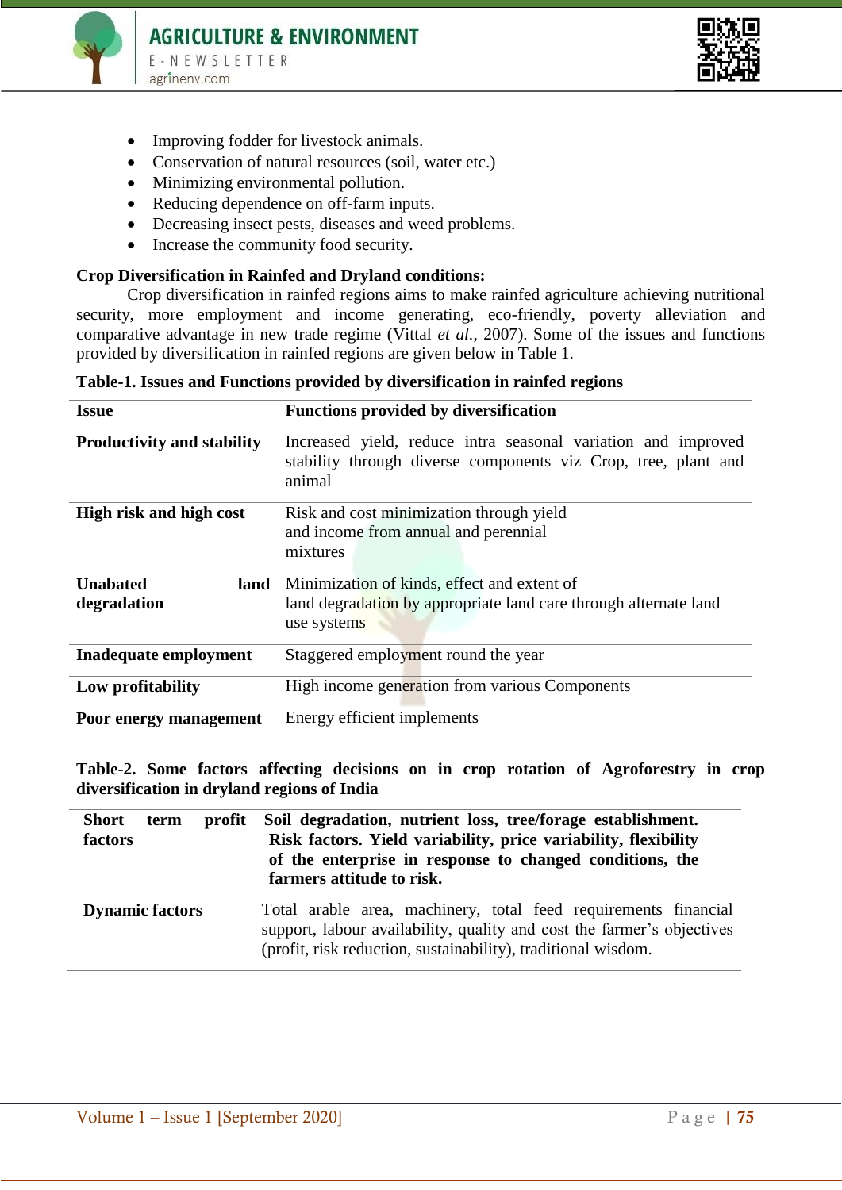- Improving fodder for livestock animals.
- Conservation of natural resources (soil, water etc.)
- Minimizing environmental pollution.
- Reducing dependence on off-farm inputs.
- Decreasing insect pests, diseases and weed problems.
- Increase the community food security.

**Crop Diversification in Rainfed and Dryland conditions:**

Crop diversification in rainfed regions aims to make rainfed agriculture achieving nutritional security, more employment and income generating, eco-friendly, poverty alleviation and comparative advantage in new trade regime (Vittal *et al.*, 2007). Some of the issues and functions provided by diversification in rainfed regions are given below in Table 1.

**Table-1. Issues and Functions provided by diversification in rainfed regions**

| Issue | Functions provided by diversification |
|---|---|
| **Productivity and stability** | Increased yield, reduce intra seasonal variation and improved stability through diverse components viz Crop, tree, plant and animal |
| **High risk and high cost** | Risk and cost minimization through yield and income from annual and perennial mixtures |
| **Unabated land degradation** | Minimization of kinds, effect and extent of land degradation by appropriate land care through alternate land use systems |
| **Inadequate employment** | Staggered employment round the year |
| **Low profitability** | High income generation from various Components |
| **Poor energy management** | Energy efficient implements |

**Table-2. Some factors affecting decisions on in crop rotation of Agroforestry in crop diversification in dryland regions of India**

| | |
|---|---|
| **Short term profit factors** | **Soil degradation, nutrient loss, tree/forage establishment. Risk factors. Yield variability, price variability, flexibility of the enterprise in response to changed conditions, the farmers attitude to risk.** |
| **Dynamic factors** | Total arable area, machinery, total feed requirements financial support, labour availability, quality and cost the farmer's objectives (profit, risk reduction, sustainability), traditional wisdom. |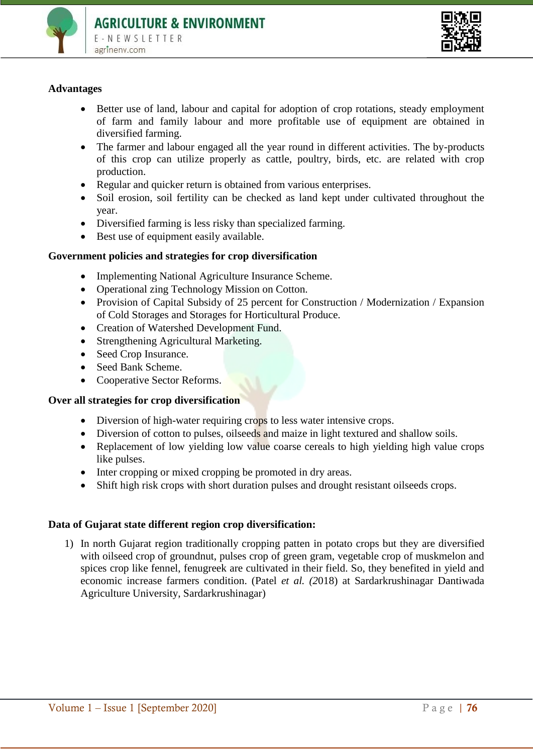**Advantages**

- Better use of land, labour and capital for adoption of crop rotations, steady employment of farm and family labour and more profitable use of equipment are obtained in diversified farming.
- The farmer and labour engaged all the year round in different activities. The by-products of this crop can utilize properly as cattle, poultry, birds, etc. are related with crop production.
- Regular and quicker return is obtained from various enterprises.
- Soil erosion, soil fertility can be checked as land kept under cultivated throughout the year.
- Diversified farming is less risky than specialized farming.
- Best use of equipment easily available.

**Government policies and strategies for crop diversification**

- Implementing National Agriculture Insurance Scheme.
- Operational zing Technology Mission on Cotton.
- Provision of Capital Subsidy of 25 percent for Construction / Modernization / Expansion of Cold Storages and Storages for Horticultural Produce.
- Creation of Watershed Development Fund.
- Strengthening Agricultural Marketing.
- Seed Crop Insurance.
- Seed Bank Scheme.
- Cooperative Sector Reforms.

**Over all strategies for crop diversification**

- Diversion of high-water requiring crops to less water intensive crops.
- Diversion of cotton to pulses, oilseeds and maize in light textured and shallow soils.
- Replacement of low yielding low value coarse cereals to high yielding high value crops like pulses.
- Inter cropping or mixed cropping be promoted in dry areas.
- Shift high risk crops with short duration pulses and drought resistant oilseeds crops.

**Data of Gujarat state different region crop diversification:**

1) In north Gujarat region traditionally cropping patten in potato crops but they are diversified with oilseed crop of groundnut, pulses crop of green gram, vegetable crop of muskmelon and spices crop like fennel, fenugreek are cultivated in their field. So, they benefited in yield and economic increase farmers condition. (Patel *et al.* (2018) at Sardarkrushinagar Dantiwada Agriculture University, Sardarkrushinagar)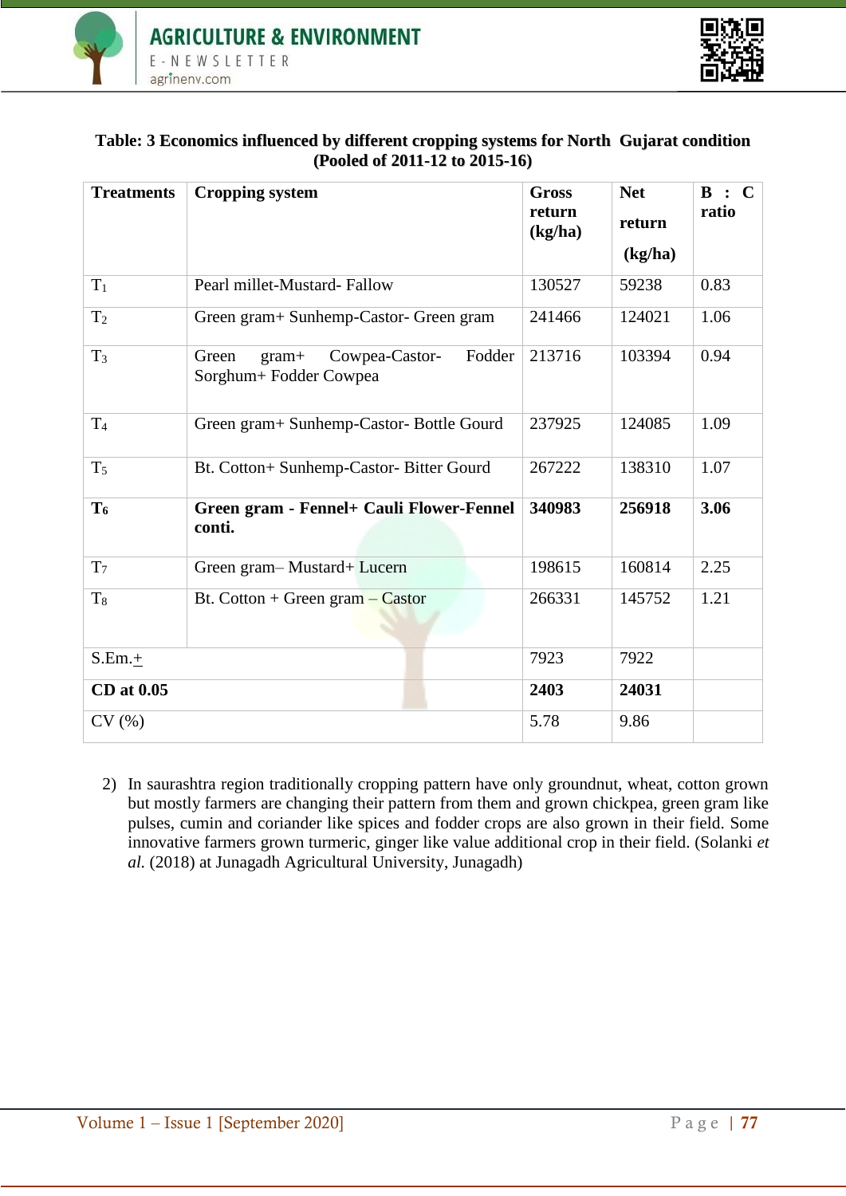**Table: 3 Economics influenced by different cropping systems for North Gujarat condition (Pooled of 2011-12 to 2015-16)**

| Treatments | Cropping system | Gross return (kg/ha) | Net return (kg/ha) | B : C ratio |
|---|---|---|---|---|
| $T_1$ | Pearl millet-Mustard- Fallow | 130527 | 59238 | 0.83 |
| $T_2$ | Green gram+ Sunhemp-Castor- Green gram | 241466 | 124021 | 1.06 |
| $T_3$ | Green gram+ Cowpea-Castor- Fodder Sorghum+ Fodder Cowpea | 213716 | 103394 | 0.94 |
| $T_4$ | Green gram+ Sunhemp-Castor- Bottle Gourd | 237925 | 124085 | 1.09 |
| $T_5$ | Bt. Cotton+ Sunhemp-Castor- Bitter Gourd | 267222 | 138310 | 1.07 |
| **$T_6$** | **Green gram - Fennel+ Cauli Flower-Fennel conti.** | **340983** | **256918** | **3.06** |
| $T_7$ | Green gram– Mustard+ Lucern | 198615 | 160814 | 2.25 |
| $T_8$ | Bt. Cotton + Green gram – Castor | 266331 | 145752 | 1.21 |
| S.Em.± | | 7923 | 7922 | |
| **CD at 0.05** | | **2403** | **24031** | |
| CV (%) | | 5.78 | 9.86 | |

2) In saurashtra region traditionally cropping pattern have only groundnut, wheat, cotton grown but mostly farmers are changing their pattern from them and grown chickpea, green gram like pulses, cumin and coriander like spices and fodder crops are also grown in their field. Some innovative farmers grown turmeric, ginger like value additional crop in their field. (Solanki *et al.* (2018) at Junagadh Agricultural University, Junagadh)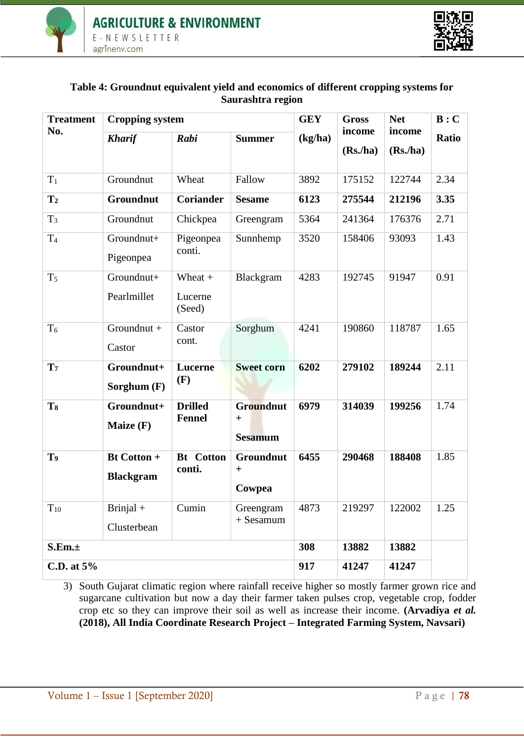**Table 4: Groundnut equivalent yield and economics of different cropping systems for Saurashtra region**

| Treatment No. | Cropping system | | | GEY (kg/ha) | Gross income (Rs./ha) | Net income (Rs./ha) | B : C Ratio |
|---|---|---|---|---|---|---|---|
| | *Kharif* | *Rabi* | Summer | | | | |
| $T_1$ | Groundnut | Wheat | Fallow | 3892 | 175152 | 122744 | 2.34 |
| **$T_2$** | **Groundnut** | **Coriander** | **Sesame** | **6123** | **275544** | **212196** | **3.35** |
| $T_3$ | Groundnut | Chickpea | Greengram | 5364 | 241364 | 176376 | 2.71 |
| $T_4$ | Groundnut+ Pigeonpea | Pigeonpea conti. | Sunnhemp | 3520 | 158406 | 93093 | 1.43 |
| $T_5$ | Groundnut+ Pearlmillet | Wheat + Lucerne (Seed) | Blackgram | 4283 | 192745 | 91947 | 0.91 |
| $T_6$ | Groundnut + Castor | Castor cont. | Sorghum | 4241 | 190860 | 118787 | 1.65 |
| **$T_7$** | **Groundnut+ Sorghum (F)** | **Lucerne (F)** | **Sweet corn** | **6202** | **279102** | **189244** | 2.11 |
| **$T_8$** | **Groundnut+ Maize (F)** | **Drilled Fennel** | **Groundnut + Sesamum** | **6979** | **314039** | **199256** | 1.74 |
| **$T_9$** | **Bt Cotton + Blackgram** | **Bt Cotton conti.** | **Groundnut + Cowpea** | **6455** | **290468** | **188408** | 1.85 |
| $T_{10}$ | Brinjal + Clusterbean | Cumin | Greengram + Sesamum | 4873 | 219297 | 122002 | 1.25 |
| **S.Em.±** | | | | **308** | **13882** | **13882** | |
| **C.D. at 5%** | | | | **917** | **41247** | **41247** | |

3) South Gujarat climatic region where rainfall receive higher so mostly farmer grown rice and sugarcane cultivation but now a day their farmer taken pulses crop, vegetable crop, fodder crop etc so they can improve their soil as well as increase their income. **(Arvadiya *et al.* (2018), All India Coordinate Research Project – Integrated Farming System, Navsari)**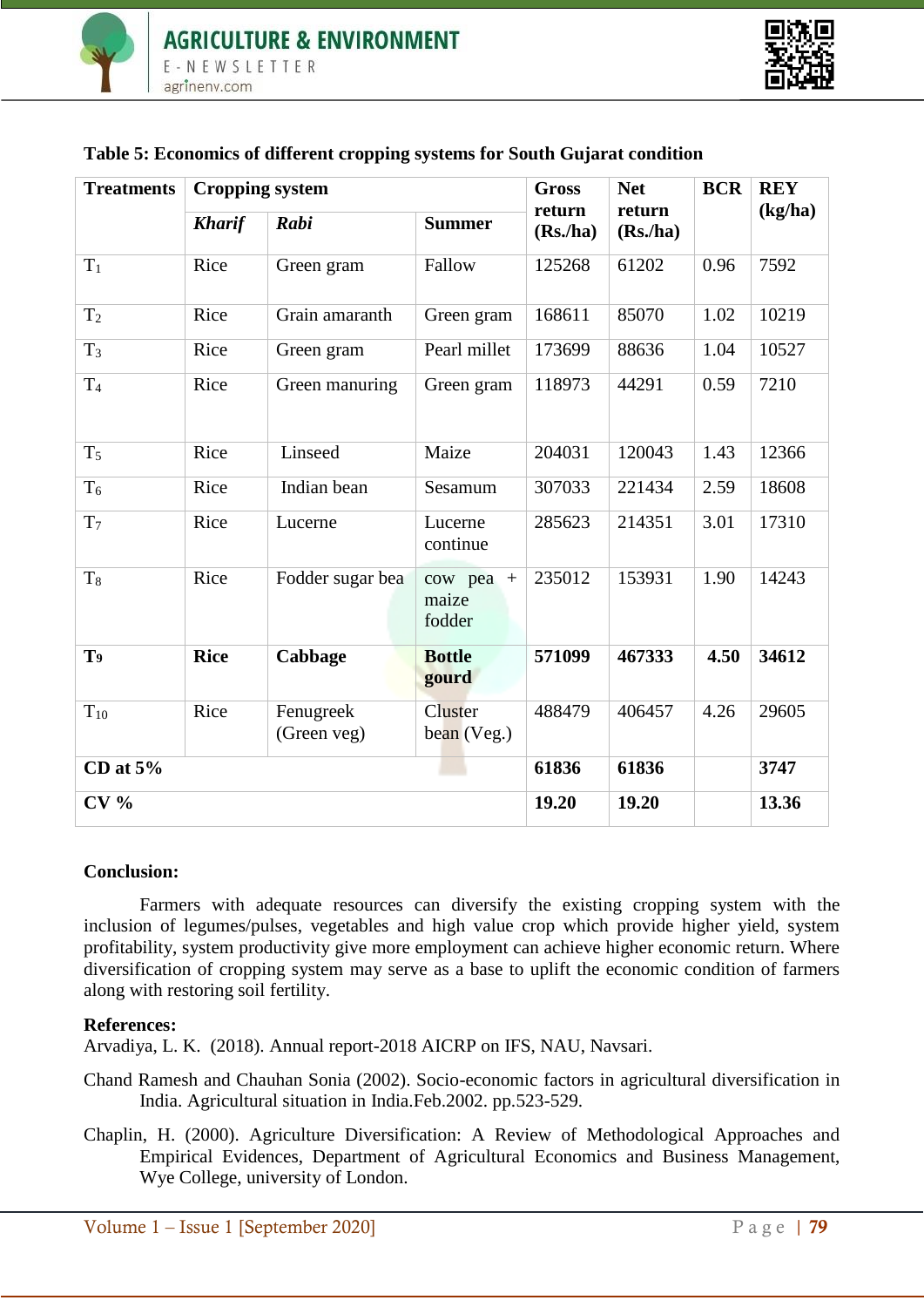**Table 5: Economics of different cropping systems for South Gujarat condition**

| **Treatments** | **Cropping system** | | | **Gross return (Rs./ha)** | **Net return (Rs./ha)** | **BCR** | **REY (kg/ha)** |
|---|---|---|---|---|---|---|---|
| | ***Kharif*** | ***Rabi*** | **Summer** | | | | |
| $T_1$ | Rice | Green gram | Fallow | 125268 | 61202 | 0.96 | 7592 |
| $T_2$ | Rice | Grain amaranth | Green gram | 168611 | 85070 | 1.02 | 10219 |
| $T_3$ | Rice | Green gram | Pearl millet | 173699 | 88636 | 1.04 | 10527 |
| $T_4$ | Rice | Green manuring | Green gram | 118973 | 44291 | 0.59 | 7210 |
| $T_5$ | Rice | Linseed | Maize | 204031 | 120043 | 1.43 | 12366 |
| $T_6$ | Rice | Indian bean | Sesamum | 307033 | 221434 | 2.59 | 18608 |
| $T_7$ | Rice | Lucerne | Lucerne continue | 285623 | 214351 | 3.01 | 17310 |
| $T_8$ | Rice | Fodder sugar bea | cow pea + maize fodder | 235012 | 153931 | 1.90 | 14243 |
| **$T_9$** | **Rice** | **Cabbage** | **Bottle gourd** | **571099** | **467333** | **4.50** | **34612** |
| $T_{10}$ | Rice | Fenugreek (Green veg) | Cluster bean (Veg.) | 488479 | 406457 | 4.26 | 29605 |
| **CD at 5%** | | | | **61836** | **61836** | | **3747** |
| **CV %** | | | | **19.20** | **19.20** | | **13.36** |

**Conclusion:**

Farmers with adequate resources can diversify the existing cropping system with the inclusion of legumes/pulses, vegetables and high value crop which provide higher yield, system profitability, system productivity give more employment can achieve higher economic return. Where diversification of cropping system may serve as a base to uplift the economic condition of farmers along with restoring soil fertility.

**References:**

Arvadiya, L. K. (2018). Annual report-2018 AICRP on IFS, NAU, Navsari.

Chand Ramesh and Chauhan Sonia (2002). Socio-economic factors in agricultural diversification in India. Agricultural situation in India.Feb.2002. pp.523-529.

Chaplin, H. (2000). Agriculture Diversification: A Review of Methodological Approaches and Empirical Evidences, Department of Agricultural Economics and Business Management, Wye College, university of London.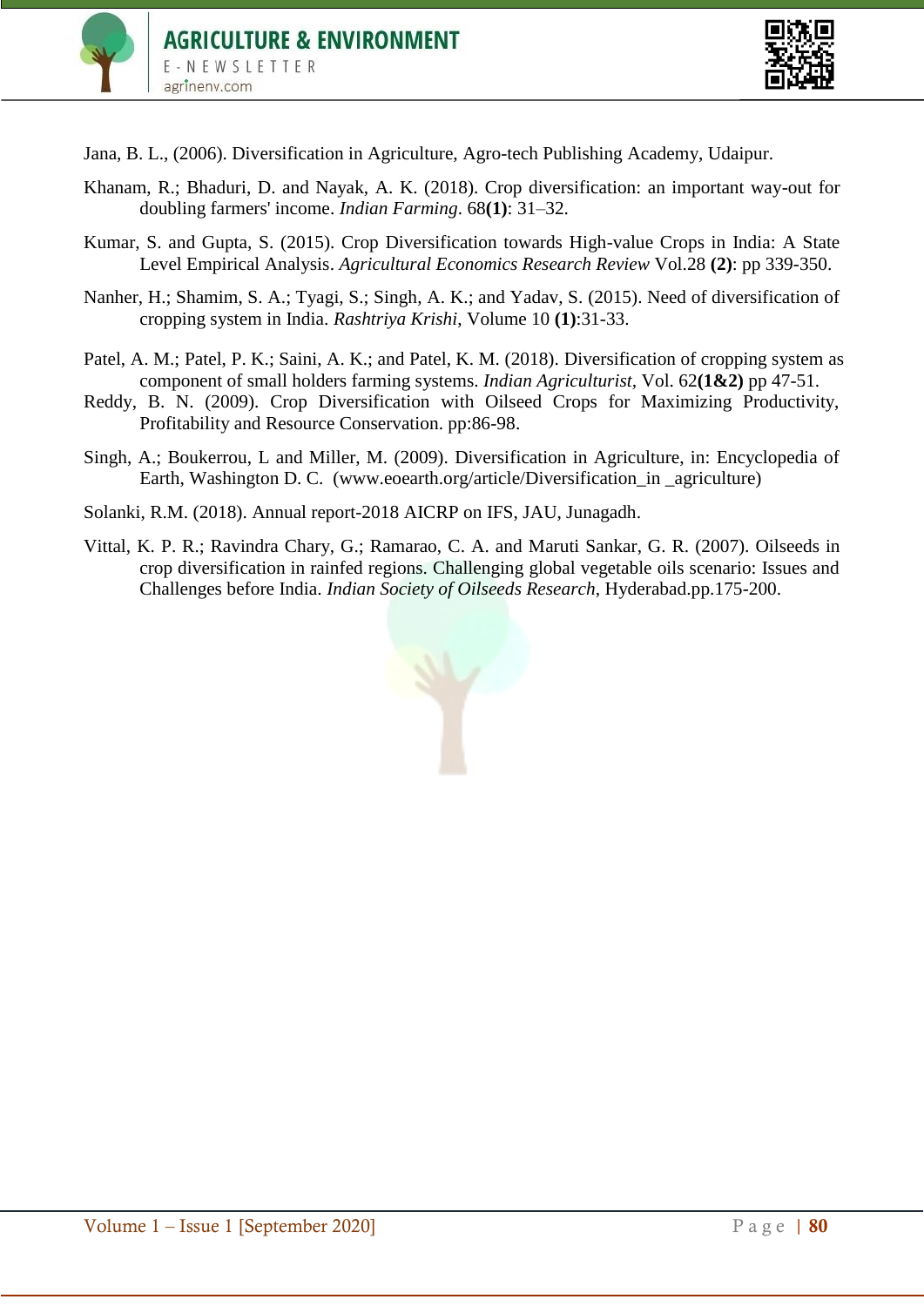Jana, B. L., (2006). Diversification in Agriculture, Agro-tech Publishing Academy, Udaipur.

Khanam, R.; Bhaduri, D. and Nayak, A. K. (2018). Crop diversification: an important way-out for doubling farmers' income. *Indian Farming*. 68**(1)**: 31–32.

Kumar, S. and Gupta, S. (2015). Crop Diversification towards High-value Crops in India: A State Level Empirical Analysis. *Agricultural Economics Research Review* Vol.28 **(2)**: pp 339-350.

Nanher, H.; Shamim, S. A.; Tyagi, S.; Singh, A. K.; and Yadav, S. (2015). Need of diversification of cropping system in India. *Rashtriya Krishi*, Volume 10 **(1)**:31-33.

Patel, A. M.; Patel, P. K.; Saini, A. K.; and Patel, K. M. (2018). Diversification of cropping system as component of small holders farming systems. *Indian Agriculturist*, Vol. 62**(1&2)** pp 47-51.

Reddy, B. N. (2009). Crop Diversification with Oilseed Crops for Maximizing Productivity, Profitability and Resource Conservation. pp:86-98.

Singh, A.; Boukerrou, L and Miller, M. (2009). Diversification in Agriculture, in: Encyclopedia of Earth, Washington D. C. (www.eoearth.org/article/Diversification_in _agriculture)

Solanki, R.M. (2018). Annual report-2018 AICRP on IFS, JAU, Junagadh.

Vittal, K. P. R.; Ravindra Chary, G.; Ramarao, C. A. and Maruti Sankar, G. R. (2007). Oilseeds in crop diversification in rainfed regions. Challenging global vegetable oils scenario: Issues and Challenges before India. *Indian Society of Oilseeds Research*, Hyderabad.pp.175-200.